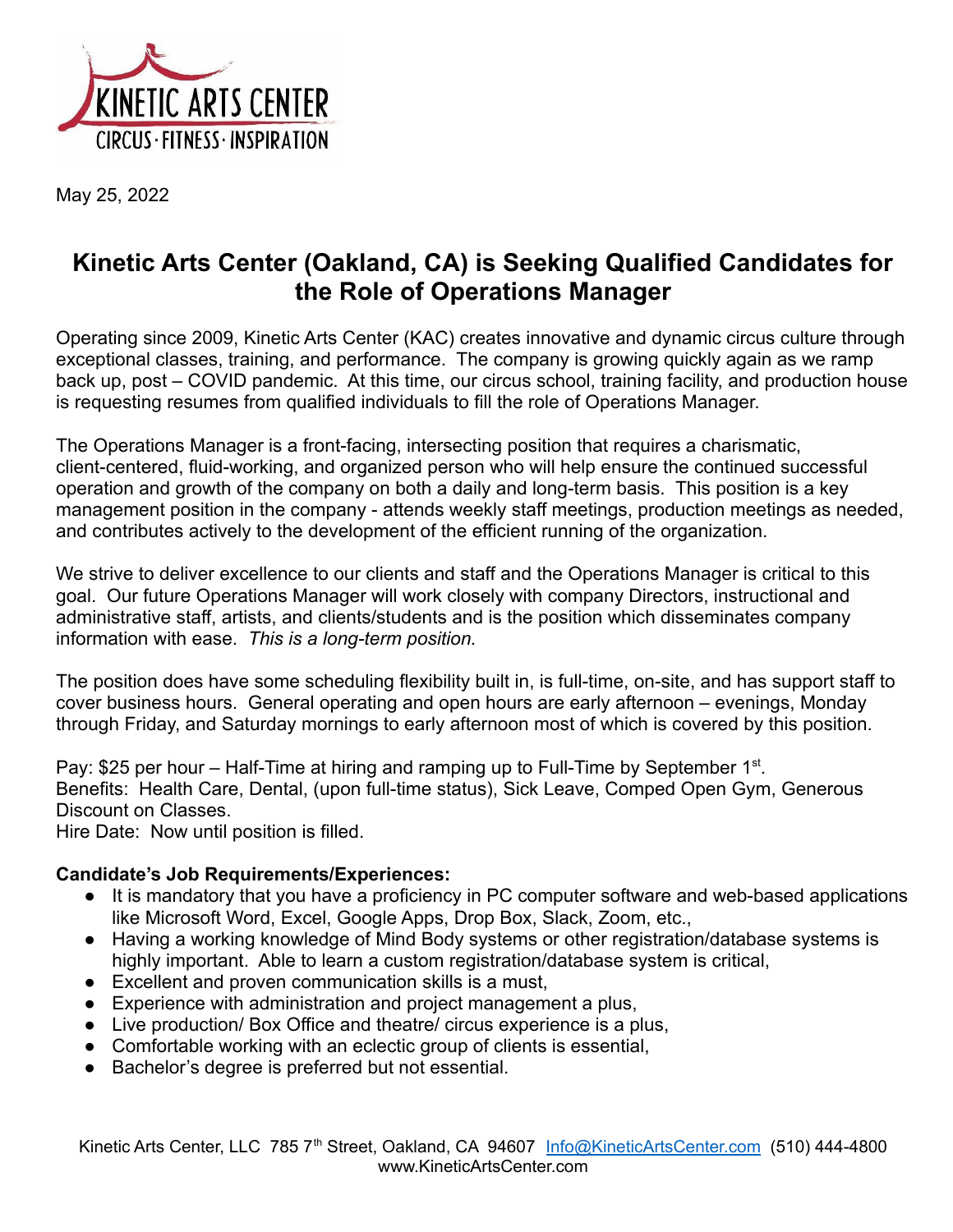KINETIC ARTS CENTER

CIRCUS · FITNESS · INSPIRATION

May 25, 2022

# Kinetic Arts Center (Oakland, CA) is Seeking Qualified Candidates for the Role of Operations Manager

Operating since 2009, Kinetic Arts Center (KAC) creates innovative and dynamic circus culture through exceptional classes, training, and performance. The company is growing quickly again as we ramp back up, post – COVID pandemic. At this time, our circus school, training facility, and production house is requesting resumes from qualified individuals to fill the role of Operations Manager.

The Operations Manager is a front-facing, intersecting position that requires a charismatic, client-centered, fluid-working, and organized person who will help ensure the continued successful operation and growth of the company on both a daily and long-term basis. This position is a key management position in the company - attends weekly staff meetings, production meetings as needed, and contributes actively to the development of the efficient running of the organization.

We strive to deliver excellence to our clients and staff and the Operations Manager is critical to this goal. Our future Operations Manager will work closely with company Directors, instructional and administrative staff, artists, and clients/students and is the position which disseminates company information with ease. *This is a long-term position.*

The position does have some scheduling flexibility built in, is full-time, on-site, and has support staff to cover business hours. General operating and open hours are early afternoon – evenings, Monday through Friday, and Saturday mornings to early afternoon most of which is covered by this position.

Pay: $25 per hour – Half-Time at hiring and ramping up to Full-Time by September 1st.
Benefits: Health Care, Dental, (upon full-time status), Sick Leave, Comped Open Gym, Generous Discount on Classes.
Hire Date: Now until position is filled.

**Candidate's Job Requirements/Experiences:**

- It is mandatory that you have a proficiency in PC computer software and web-based applications like Microsoft Word, Excel, Google Apps, Drop Box, Slack, Zoom, etc.,
- Having a working knowledge of Mind Body systems or other registration/database systems is highly important. Able to learn a custom registration/database system is critical,
- Excellent and proven communication skills is a must,
- Experience with administration and project management a plus,
- Live production/ Box Office and theatre/ circus experience is a plus,
- Comfortable working with an eclectic group of clients is essential,
- Bachelor's degree is preferred but not essential.

Kinetic Arts Center, LLC 785 7th Street, Oakland, CA 94607 Info@KineticArtsCenter.com (510) 444-4800
www.KineticArtsCenter.com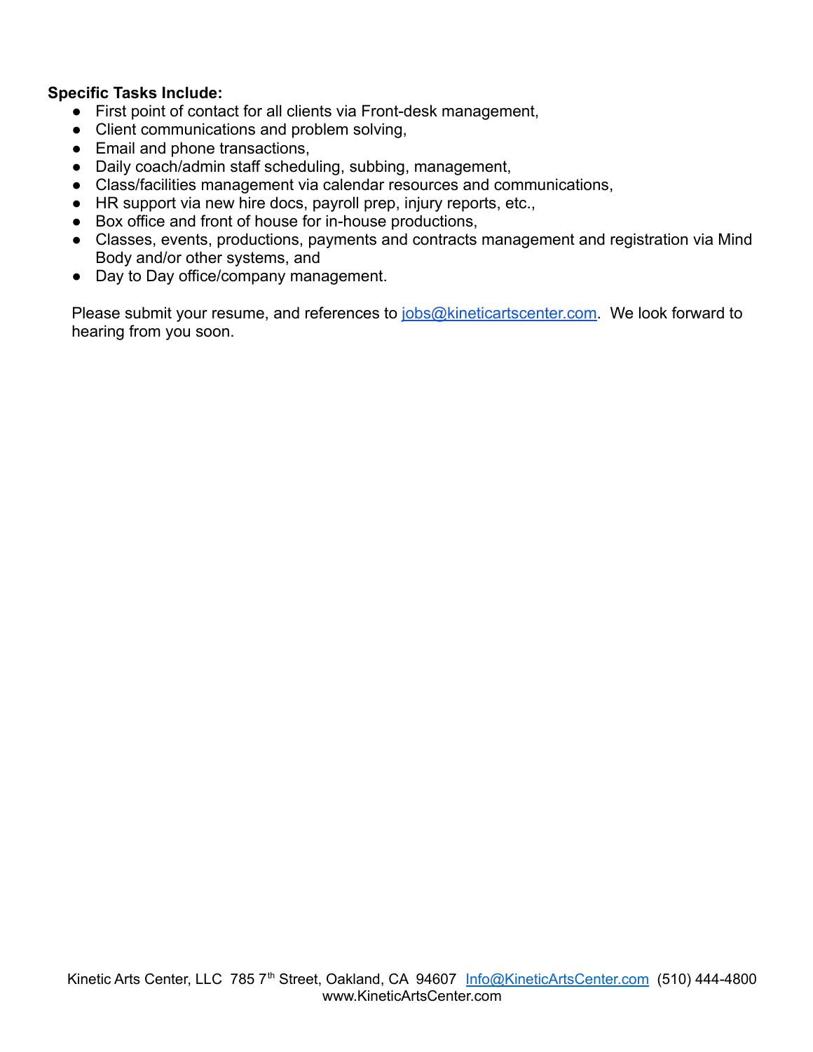**Specific Tasks Include:**

- First point of contact for all clients via Front-desk management,
- Client communications and problem solving,
- Email and phone transactions,
- Daily coach/admin staff scheduling, subbing, management,
- Class/facilities management via calendar resources and communications,
- HR support via new hire docs, payroll prep, injury reports, etc.,
- Box office and front of house for in-house productions,
- Classes, events, productions, payments and contracts management and registration via Mind Body and/or other systems, and
- Day to Day office/company management.

Please submit your resume, and references to jobs@kineticartscenter.com. We look forward to hearing from you soon.